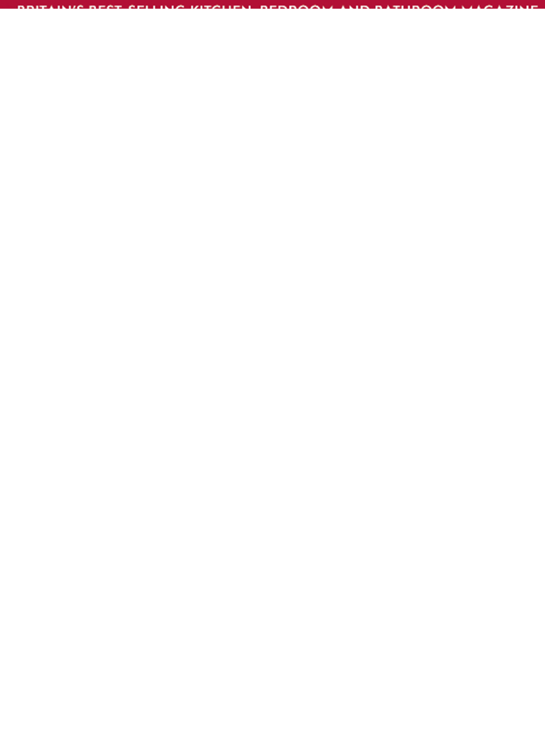BRITAIN'S BEST-SELLING KITCHEN, BEDROOM AND BATHROOM MAGAZINE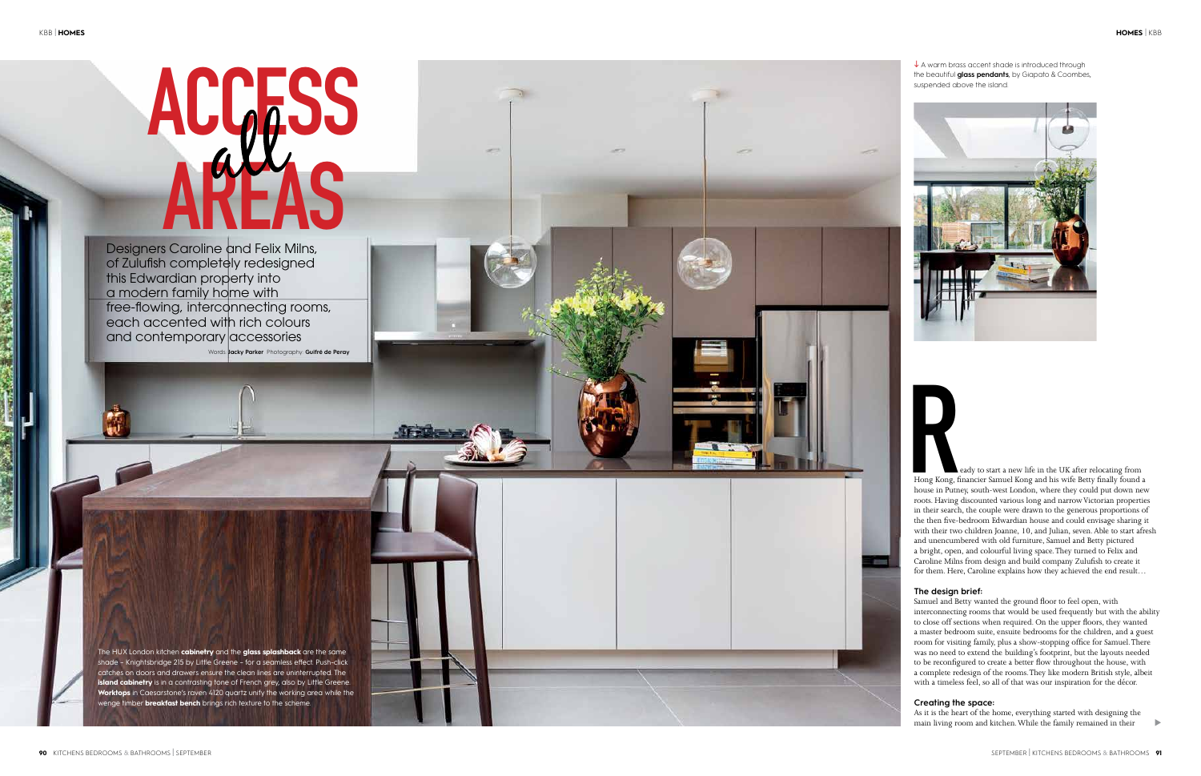# ACCESS *all* AREAS

Designers Caroline and Felix Milns, of Zulufish completely redesigned this Edwardian property into a modern family home with free-flowing, interconnecting rooms, each accented with rich colours and contemporary accessories

Words **Jacky Parker** Photography **Guifré de Peray**

The HUX London kitchen **cabinetry** and the **glass splashback** are the same shade – Knightsbridge 215 by Little Greene – for a seamless effect. Push-click catches on doors and drawers ensure the clean lines are uninterrupted. The **island cabinetry** is in a contrasting tone of French grey, also by Little Greene. **Worktops** in Caesarstone's raven 4120 quartz unify the working area while the wenge timber **breakfast bench** brings rich texture to the scheme.

↓ A warm brass accent shade is introduced through the beautiful **glass pendants**, by Giapato & Coombes, suspended above the island.

Ready to start a new life in the UK after relocating from Hong Kong, financier Samuel Kong and his wife Betty finally found a house in Putney, south-west London, where they could put down new roots. Having discounted various long and narrow Victorian properties in their search, the couple were drawn to the generous proportions of the then five-bedroom Edwardian house and could envisage sharing it with their two children Joanne, 10, and Julian, seven. Able to start afresh and unencumbered with old furniture, Samuel and Betty pictured a bright, open, and colourful living space. They turned to Felix and Caroline Milns from design and build company Zulufish to create it for them. Here, Caroline explains how they achieved the end result…

### The design brief:

Samuel and Betty wanted the ground floor to feel open, with interconnecting rooms that would be used frequently but with the ability to close off sections when required. On the upper floors, they wanted a master bedroom suite, ensuite bedrooms for the children, and a guest room for visiting family, plus a show-stopping office for Samuel. There was no need to extend the building's footprint, but the layouts needed to be reconfigured to create a better flow throughout the house, with a complete redesign of the rooms. They like modern British style, albeit with a timeless feel, so all of that was our inspiration for the décor.

### Creating the space:

As it is the heart of the home, everything started with designing the main living room and kitchen. While the family remained in their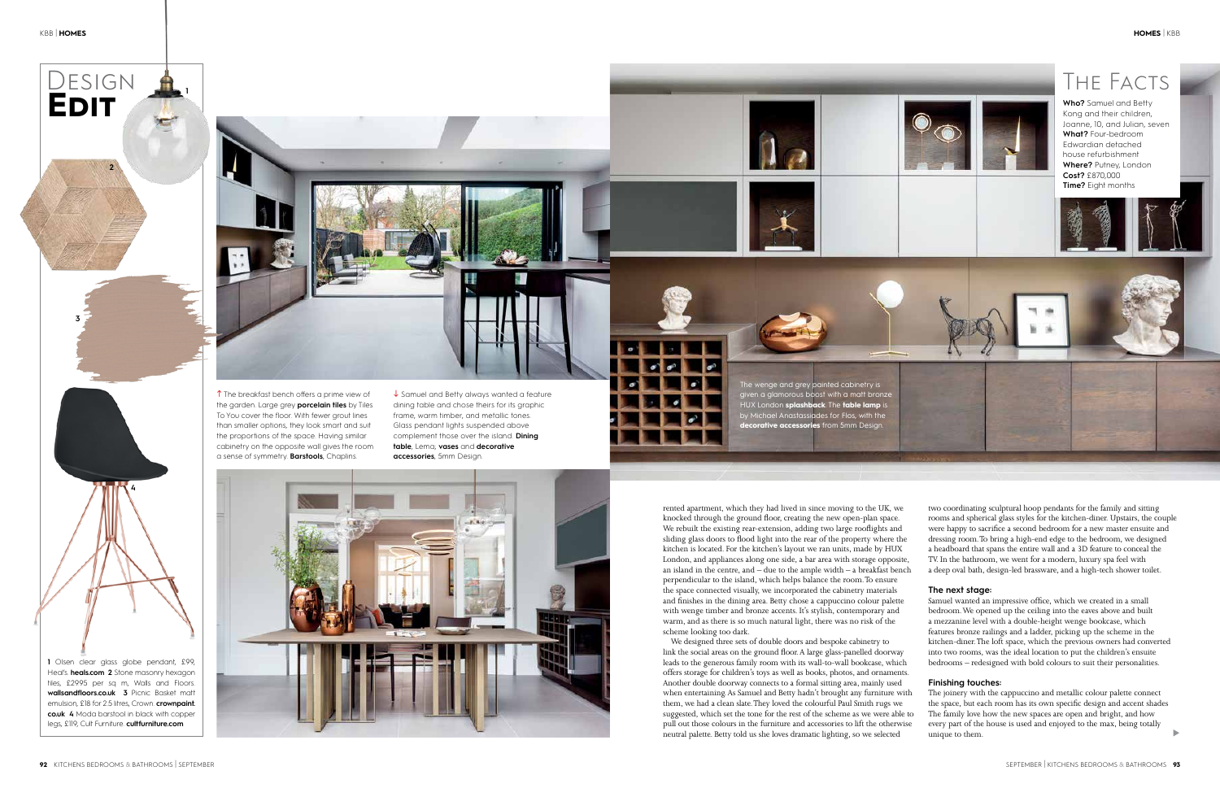# Design Edit

1 Olsen clear glass globe pendant, £99, Heal's. **heals.com** 2 Stone masonry hexagon tiles, £29.95 per sq m, Walls and Floors. **wallsandfloors.co.uk** 3 Picnic Basket matt emulsion, £18 for 2.5 litres, Crown. **crownpaint.co.uk** 4 Moda barstool in black with copper legs, £119, Cult Furniture. **cultfurniture.com**

↑ The breakfast bench offers a prime view of the garden. Large grey **porcelain tiles** by Tiles To You cover the floor. With fewer grout lines than smaller options, they look smart and suit the proportions of the space. Having similar cabinetry on the opposite wall gives the room a sense of symmetry. **Barstools**, Chaplins.

↓ Samuel and Betty always wanted a feature dining table and chose theirs for its graphic frame, warm timber, and metallic tones. Glass pendant lights suspended above complement those over the island. **Dining table**, Lema; **vases** and **decorative accessories**, 5mm Design.

# The Facts

**Who?** Samuel and Betty Kong and their children, Joanne, 10, and Julian, seven
**What?** Four-bedroom Edwardian detached house refurbishment
**Where?** Putney, London
**Cost?** £870,000
**Time?** Eight months

The wenge and grey painted cabinetry is given a glamorous boost with a matt bronze HUX London **splashback**. The **table lamp** is by Michael Anastassiades for Flos, with the **decorative accessories** from 5mm Design.

rented apartment, which they had lived in since moving to the UK, we knocked through the ground floor, creating the new open-plan space. We rebuilt the existing rear-extension, adding two large rooflights and sliding glass doors to flood light into the rear of the property where the kitchen is located. For the kitchen's layout we ran units, made by HUX London, and appliances along one side, a bar area with storage opposite, an island in the centre, and – due to the ample width – a breakfast bench perpendicular to the island, which helps balance the room. To ensure the space connected visually, we incorporated the cabinetry materials and finishes in the dining area. Betty chose a cappuccino colour palette with wenge timber and bronze accents. It's stylish, contemporary and warm, and as there is so much natural light, there was no risk of the scheme looking too dark.

We designed three sets of double doors and bespoke cabinetry to link the social areas on the ground floor. A large glass-panelled doorway leads to the generous family room with its wall-to-wall bookcase, which offers storage for children's toys as well as books, photos, and ornaments. Another double doorway connects to a formal sitting area, mainly used when entertaining. As Samuel and Betty hadn't brought any furniture with them, we had a clean slate. They loved the colourful Paul Smith rugs we suggested, which set the tone for the rest of the scheme as we were able to pull out those colours in the furniture and accessories to lift the otherwise neutral palette. Betty told us she loves dramatic lighting, so we selected two coordinating sculptural hoop pendants for the family and sitting rooms and spherical glass styles for the kitchen-diner. Upstairs, the couple were happy to sacrifice a second bedroom for a new master ensuite and dressing room. To bring a high-end edge to the bedroom, we designed a headboard that spans the entire wall and a 3D feature to conceal the TV. In the bathroom, we went for a modern, luxury spa feel with a deep oval bath, design-led brassware, and a high-tech shower toilet.

### The next stage:

Samuel wanted an impressive office, which we created in a small bedroom. We opened up the ceiling into the eaves above and built a mezzanine level with a double-height wenge bookcase, which features bronze railings and a ladder, picking up the scheme in the kitchen-diner. The loft space, which the previous owners had converted into two rooms, was the ideal location to put the children's ensuite bedrooms – redesigned with bold colours to suit their personalities.

### Finishing touches:

The joinery with the cappuccino and metallic colour palette connect the space, but each room has its own specific design and accent shades. The family love how the new spaces are open and bright, and how every part of the house is used and enjoyed to the max, being totally unique to them.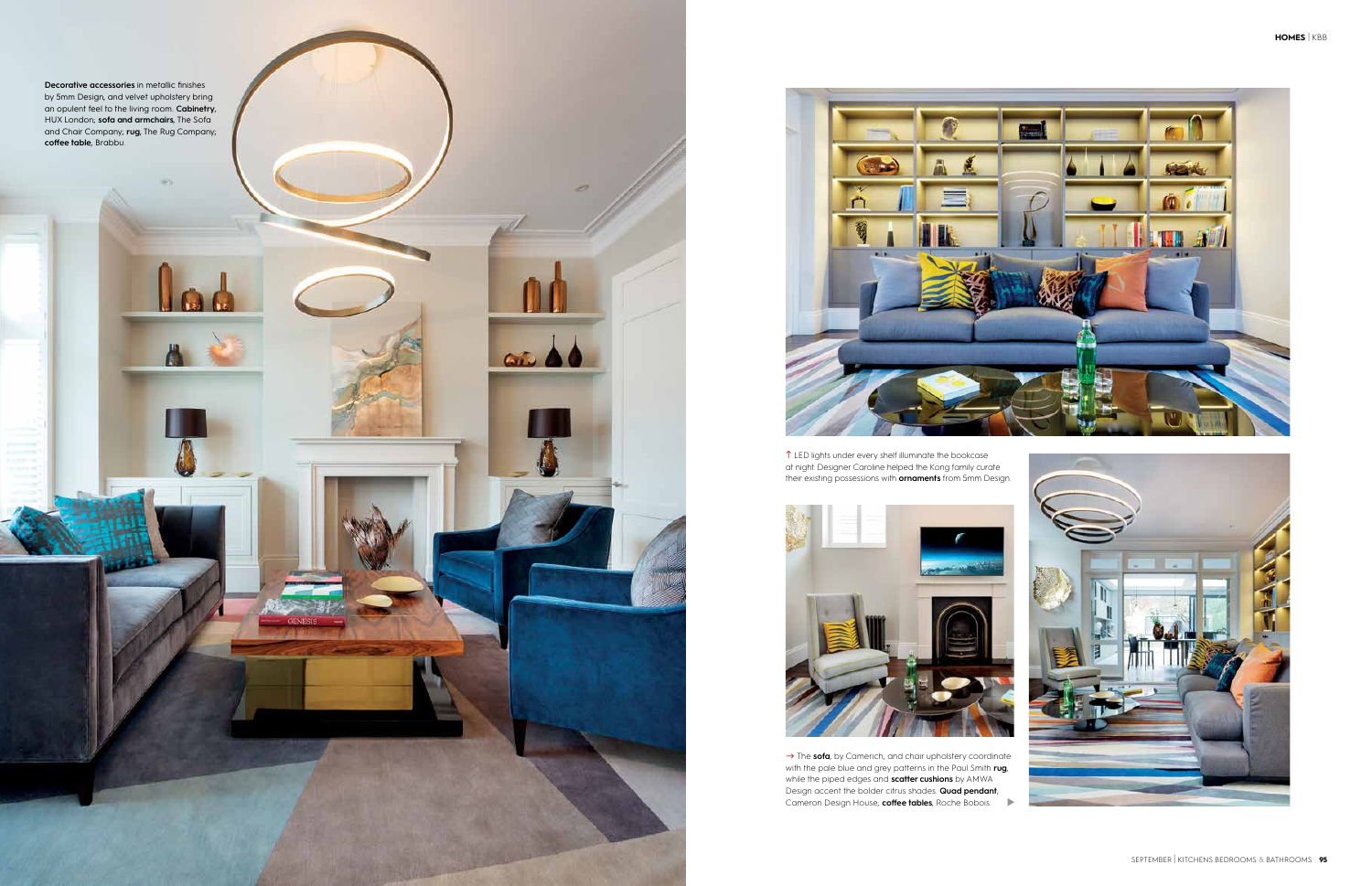**Decorative accessories** in metallic finishes by 5mm Design, and velvet upholstery bring an opulent feel to the living room. **Cabinetry,** HUX London; **sofa and armchairs,** The Sofa and Chair Company; **rug,** The Rug Company; **coffee table,** Brabbu.

↑ LED lights under every shelf illuminate the bookcase at night. Designer Caroline helped the Kong family curate their existing possessions with **ornaments** from 5mm Design.

→ The **sofa**, by Camerich, and chair upholstery coordinate with the pale blue and grey patterns in the Paul Smith **rug**, while the piped edges and **scatter cushions** by AMWA Design accent the bolder citrus shades. **Quad pendant**, Cameron Design House; **coffee tables**, Roche Bobois.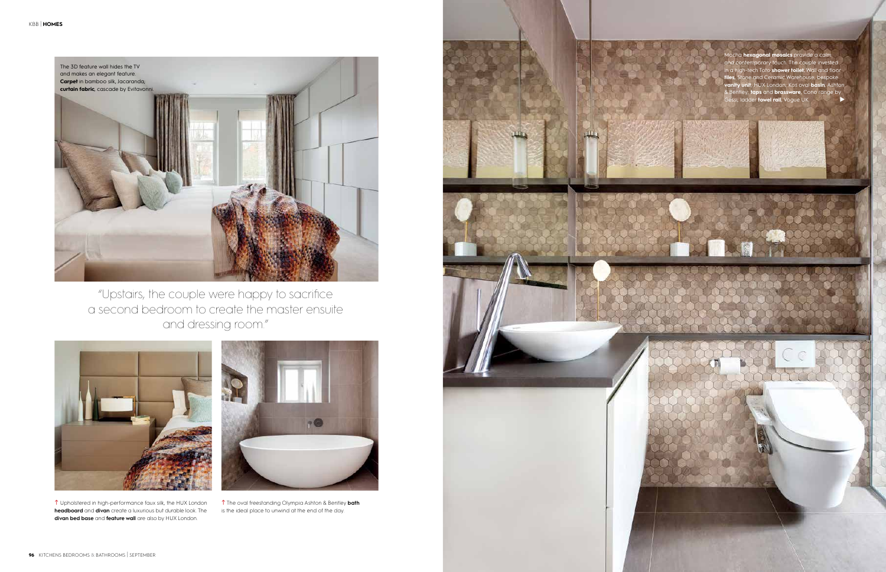The 3D feature wall hides the TV and makes an elegant feature. **Carpet** in bamboo silk, Jacaranda; **curtain fabric**, cascade by Evitavonni.

"Upstairs, the couple were happy to sacrifice a second bedroom to create the master ensuite and dressing room."

↑ Upholstered in high-performance faux silk, the HUX London **headboard** and **divan** create a luxurious but durable look. The **divan bed base** and **feature wall** are also by HUX London.

↑ The oval freestanding Olympia Ashton & Bentley **bath** is the ideal place to unwind at the end of the day.

Mocha **hexagonal mosaics** provide a calm and contemporary touch. The couple invested in a high-tech Toto **shower toilet**. Wall and floor **tiles**, Stone and Ceramic Warehouse; bespoke **vanity unit**, HUX London; Kos oval **basin**, Ashton & Bentley; **taps** and **brassware**, Cono range by Gessi; ladder **towel rail**, Vogue UK. ▶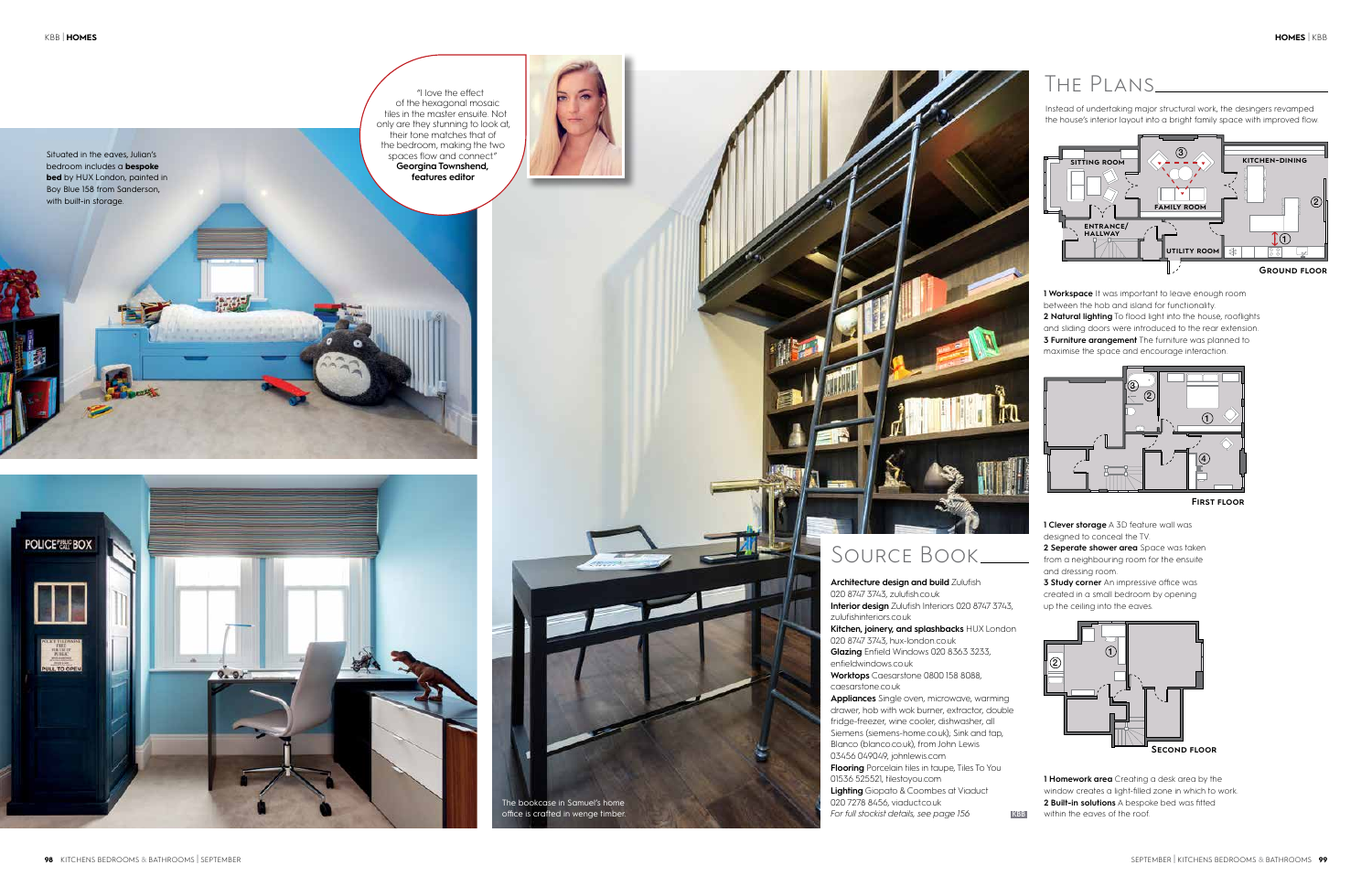Situated in the eaves, Julian's bedroom includes a **bespoke bed** by HUX London, painted in Boy Blue 158 from Sanderson, with built-in storage.

"I love the effect of the hexagonal mosaic tiles in the master ensuite. Not only are they stunning to look at, their tone matches that of the bedroom, making the two spaces flow and connect"
**Georgina Townshend, features editor**

The bookcase in Samuel's home office is crafted in wenge timber.

## Source Book

**Architecture design and build** Zulufish 020 8747 3743, zulufish.co.uk
**Interior design** Zulufish Interiors 020 8747 3743, zulufishinteriors.co.uk
**Kitchen, joinery, and splashbacks** HUX London 020 8747 3743, hux-london.co.uk
**Glazing** Enfield Windows 020 8363 3233, enfieldwindows.co.uk
**Worktops** Caesarstone 0800 158 8088, caesarstone.co.uk
**Appliances** Single oven, microwave, warming drawer, hob with wok burner, extractor, double fridge-freezer, wine cooler, dishwasher, all Siemens (siemens-home.co.uk). Sink and tap, Blanco (blanco.co.uk), from John Lewis 03456 049049, johnlewis.com
**Flooring** Porcelain tiles in taupe, Tiles To You 01536 525521, tilestoyou.com
**Lighting** Giopato & Coombes at Viaduct 020 7278 8456, viaduct.co.uk
*For full stockist details, see page 156*

## The Plans

Instead of undertaking major structural work, the designers revamped the house's interior layout into a bright family space with improved flow.

SITTING ROOM
FAMILY ROOM
KITCHEN-DINING
ENTRANCE/HALLWAY
UTILITY ROOM
GROUND FLOOR

**1 Workspace** It was important to leave enough room between the hob and island for functionality.
**2 Natural lighting** To flood light into the house, rooflights and sliding doors were introduced to the rear extension.
**3 Furniture arrangement** The furniture was planned to maximise the space and encourage interaction.

FIRST FLOOR

**1 Clever storage** A 3D feature wall was designed to conceal the TV.
**2 Seperate shower area** Space was taken from a neighbouring room for the ensuite and dressing room.
**3 Study corner** An impressive office was created in a small bedroom by opening up the ceiling into the eaves.

SECOND FLOOR

**1 Homework area** Creating a desk area by the window creates a light-filled zone in which to work.
**2 Built-in solutions** A bespoke bed was fitted within the eaves of the roof.